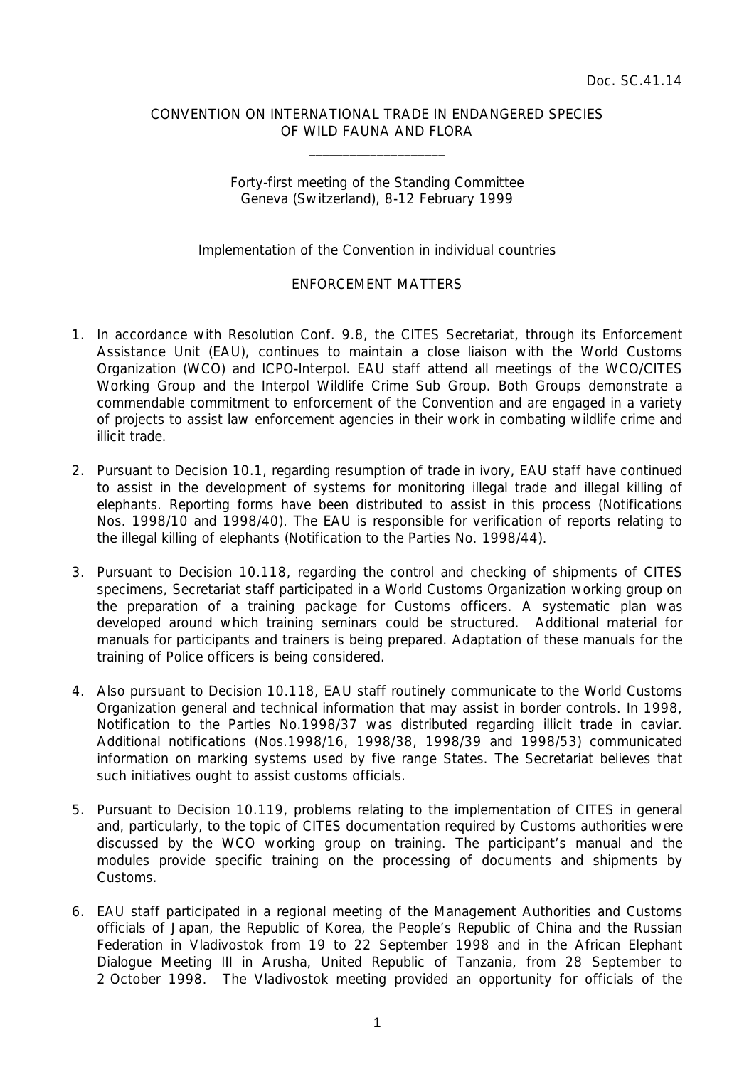Doc. SC.41.14

CONVENTION ON INTERNATIONAL TRADE IN ENDANGERED SPECIES
OF WILD FAUNA AND FLORA

\_\_\_\_\_\_\_\_\_\_\_\_\_\_\_\_\_\_\_\_

Forty-first meeting of the Standing Committee
Geneva (Switzerland), 8-12 February 1999

Implementation of the Convention in individual countries

ENFORCEMENT MATTERS

1. In accordance with Resolution Conf. 9.8, the CITES Secretariat, through its Enforcement Assistance Unit (EAU), continues to maintain a close liaison with the World Customs Organization (WCO) and ICPO-Interpol. EAU staff attend all meetings of the WCO/CITES Working Group and the Interpol Wildlife Crime Sub Group. Both Groups demonstrate a commendable commitment to enforcement of the Convention and are engaged in a variety of projects to assist law enforcement agencies in their work in combating wildlife crime and illicit trade.

2. Pursuant to Decision 10.1, regarding resumption of trade in ivory, EAU staff have continued to assist in the development of systems for monitoring illegal trade and illegal killing of elephants. Reporting forms have been distributed to assist in this process (Notifications Nos. 1998/10 and 1998/40). The EAU is responsible for verification of reports relating to the illegal killing of elephants (Notification to the Parties No. 1998/44).

3. Pursuant to Decision 10.118, regarding the control and checking of shipments of CITES specimens, Secretariat staff participated in a World Customs Organization working group on the preparation of a training package for Customs officers. A systematic plan was developed around which training seminars could be structured. Additional material for manuals for participants and trainers is being prepared. Adaptation of these manuals for the training of Police officers is being considered.

4. Also pursuant to Decision 10.118, EAU staff routinely communicate to the World Customs Organization general and technical information that may assist in border controls. In 1998, Notification to the Parties No.1998/37 was distributed regarding illicit trade in caviar. Additional notifications (Nos.1998/16, 1998/38, 1998/39 and 1998/53) communicated information on marking systems used by five range States. The Secretariat believes that such initiatives ought to assist customs officials.

5. Pursuant to Decision 10.119, problems relating to the implementation of CITES in general and, particularly, to the topic of CITES documentation required by Customs authorities were discussed by the WCO working group on training. The participant's manual and the modules provide specific training on the processing of documents and shipments by Customs.

6. EAU staff participated in a regional meeting of the Management Authorities and Customs officials of Japan, the Republic of Korea, the People's Republic of China and the Russian Federation in Vladivostok from 19 to 22 September 1998 and in the African Elephant Dialogue Meeting III in Arusha, United Republic of Tanzania, from 28 September to 2 October 1998. The Vladivostok meeting provided an opportunity for officials of the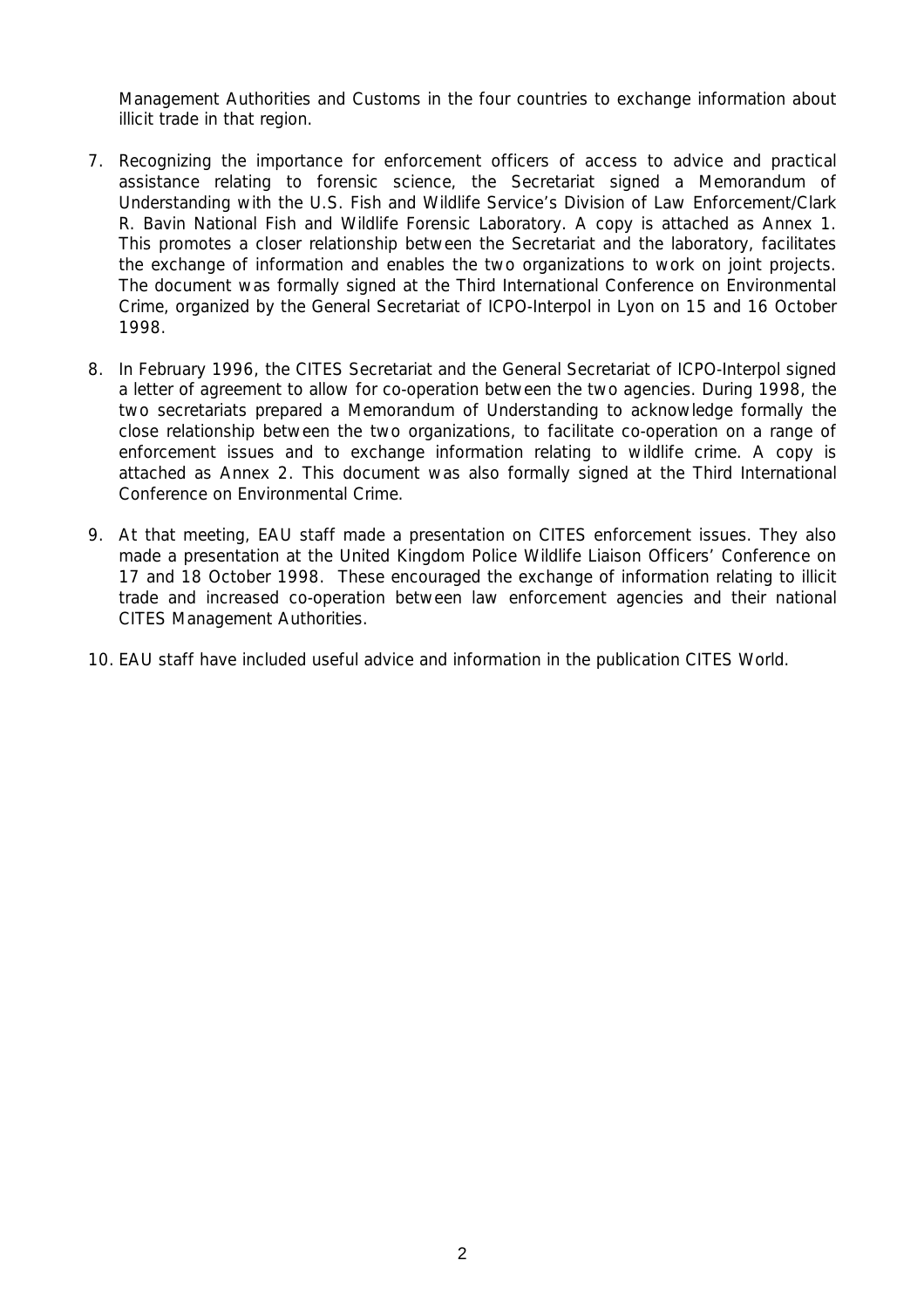Management Authorities and Customs in the four countries to exchange information about illicit trade in that region.

7. Recognizing the importance for enforcement officers of access to advice and practical assistance relating to forensic science, the Secretariat signed a Memorandum of Understanding with the U.S. Fish and Wildlife Service's Division of Law Enforcement/Clark R. Bavin National Fish and Wildlife Forensic Laboratory. A copy is attached as Annex 1. This promotes a closer relationship between the Secretariat and the laboratory, facilitates the exchange of information and enables the two organizations to work on joint projects. The document was formally signed at the Third International Conference on Environmental Crime, organized by the General Secretariat of ICPO-Interpol in Lyon on 15 and 16 October 1998.

8. In February 1996, the CITES Secretariat and the General Secretariat of ICPO-Interpol signed a letter of agreement to allow for co-operation between the two agencies. During 1998, the two secretariats prepared a Memorandum of Understanding to acknowledge formally the close relationship between the two organizations, to facilitate co-operation on a range of enforcement issues and to exchange information relating to wildlife crime. A copy is attached as Annex 2. This document was also formally signed at the Third International Conference on Environmental Crime.

9. At that meeting, EAU staff made a presentation on CITES enforcement issues. They also made a presentation at the United Kingdom Police Wildlife Liaison Officers' Conference on 17 and 18 October 1998. These encouraged the exchange of information relating to illicit trade and increased co-operation between law enforcement agencies and their national CITES Management Authorities.

10. EAU staff have included useful advice and information in the publication CITES World.